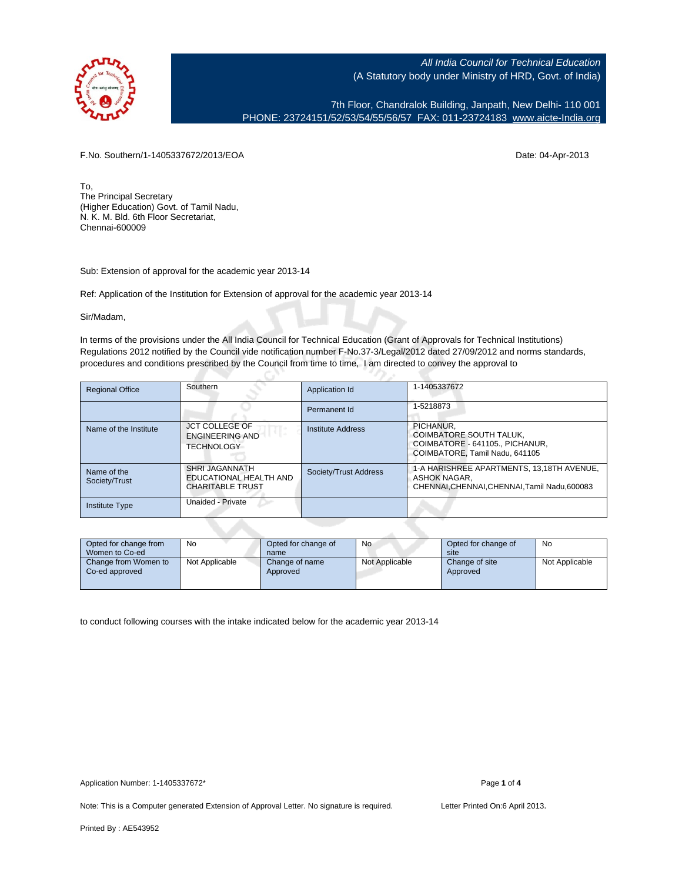All India Council for Technical Education
(A Statutory body under Ministry of HRD, Govt. of India)

7th Floor, Chandralok Building, Janpath, New Delhi- 110 001
PHONE: 23724151/52/53/54/55/56/57 FAX: 011-23724183 www.aicte-India.org

F.No. Southern/1-1405337672/2013/EOA

Date: 04-Apr-2013

To,
The Principal Secretary
(Higher Education) Govt. of Tamil Nadu,
N. K. M. Bld. 6th Floor Secretariat,
Chennai-600009

Sub: Extension of approval for the academic year 2013-14

Ref: Application of the Institution for Extension of approval for the academic year 2013-14

Sir/Madam,

In terms of the provisions under the All India Council for Technical Education (Grant of Approvals for Technical Institutions) Regulations 2012 notified by the Council vide notification number F-No.37-3/Legal/2012 dated 27/09/2012 and norms standards, procedures and conditions prescribed by the Council from time to time, I am directed to convey the approval to

| Regional Office | Southern | Application Id | 1-1405337672 |
|---|---|---|---|
| | | Permanent Id | 1-5218873 |
| Name of the Institute | JCT COLLEGE OF ENGINEERING AND TECHNOLOGY | Institute Address | PICHANUR, COIMBATORE SOUTH TALUK, COIMBATORE - 641105., PICHANUR, COIMBATORE, Tamil Nadu, 641105 |
| Name of the Society/Trust | SHRI JAGANNATH EDUCATIONAL HEALTH AND CHARITABLE TRUST | Society/Trust Address | 1-A HARISHREE APARTMENTS, 13,18TH AVENUE, ASHOK NAGAR, CHENNAI,CHENNAI,CHENNAI,Tamil Nadu,600083 |
| Institute Type | Unaided - Private | | |

| Opted for change from Women to Co-ed | No | Opted for change of name | No | Opted for change of site | No |
|---|---|---|---|---|---|
| Change from Women to Co-ed approved | Not Applicable | Change of name Approved | Not Applicable | Change of site Approved | Not Applicable |

to conduct following courses with the intake indicated below for the academic year 2013-14

Application Number: 1-1405337672*

Note: This is a Computer generated Extension of Approval Letter. No signature is required.

Letter Printed On:6 April 2013.

Printed By : AE543952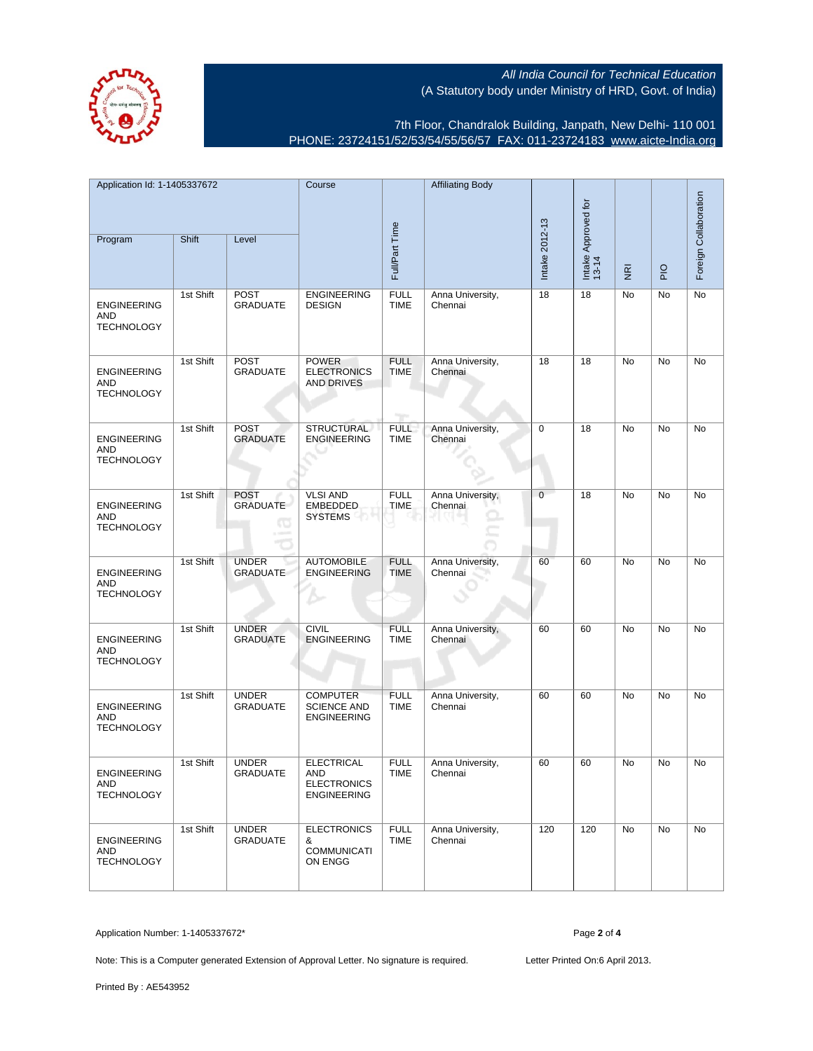All India Council for Technical Education
(A Statutory body under Ministry of HRD, Govt. of India)

7th Floor, Chandralok Building, Janpath, New Delhi- 110 001
PHONE: 23724151/52/53/54/55/56/57 FAX: 011-23724183 www.aicte-India.org

| Application Id: 1-1405337672 | | | Course | Full/Part Time | Affiliating Body | Intake 2012-13 | Intake Approved for 13-14 | NRI | PIO | Foreign Collaboration |
|---|---|---|---|---|---|---|---|---|---|---|
| Program | Shift | Level | | | | | | | | |
| ENGINEERING AND TECHNOLOGY | 1st Shift | POST GRADUATE | ENGINEERING DESIGN | FULL TIME | Anna University, Chennai | 18 | 18 | No | No | No |
| ENGINEERING AND TECHNOLOGY | 1st Shift | POST GRADUATE | POWER ELECTRONICS AND DRIVES | FULL TIME | Anna University, Chennai | 18 | 18 | No | No | No |
| ENGINEERING AND TECHNOLOGY | 1st Shift | POST GRADUATE | STRUCTURAL ENGINEERING | FULL TIME | Anna University, Chennai | 0 | 18 | No | No | No |
| ENGINEERING AND TECHNOLOGY | 1st Shift | POST GRADUATE | VLSI AND EMBEDDED SYSTEMS | FULL TIME | Anna University, Chennai | 0 | 18 | No | No | No |
| ENGINEERING AND TECHNOLOGY | 1st Shift | UNDER GRADUATE | AUTOMOBILE ENGINEERING | FULL TIME | Anna University, Chennai | 60 | 60 | No | No | No |
| ENGINEERING AND TECHNOLOGY | 1st Shift | UNDER GRADUATE | CIVIL ENGINEERING | FULL TIME | Anna University, Chennai | 60 | 60 | No | No | No |
| ENGINEERING AND TECHNOLOGY | 1st Shift | UNDER GRADUATE | COMPUTER SCIENCE AND ENGINEERING | FULL TIME | Anna University, Chennai | 60 | 60 | No | No | No |
| ENGINEERING AND TECHNOLOGY | 1st Shift | UNDER GRADUATE | ELECTRICAL AND ELECTRONICS ENGINEERING | FULL TIME | Anna University, Chennai | 60 | 60 | No | No | No |
| ENGINEERING AND TECHNOLOGY | 1st Shift | UNDER GRADUATE | ELECTRONICS & COMMUNICATION ENGG | FULL TIME | Anna University, Chennai | 120 | 120 | No | No | No |

Application Number: 1-1405337672*

Note: This is a Computer generated Extension of Approval Letter. No signature is required.

Letter Printed On:6 April 2013.

Printed By : AE543952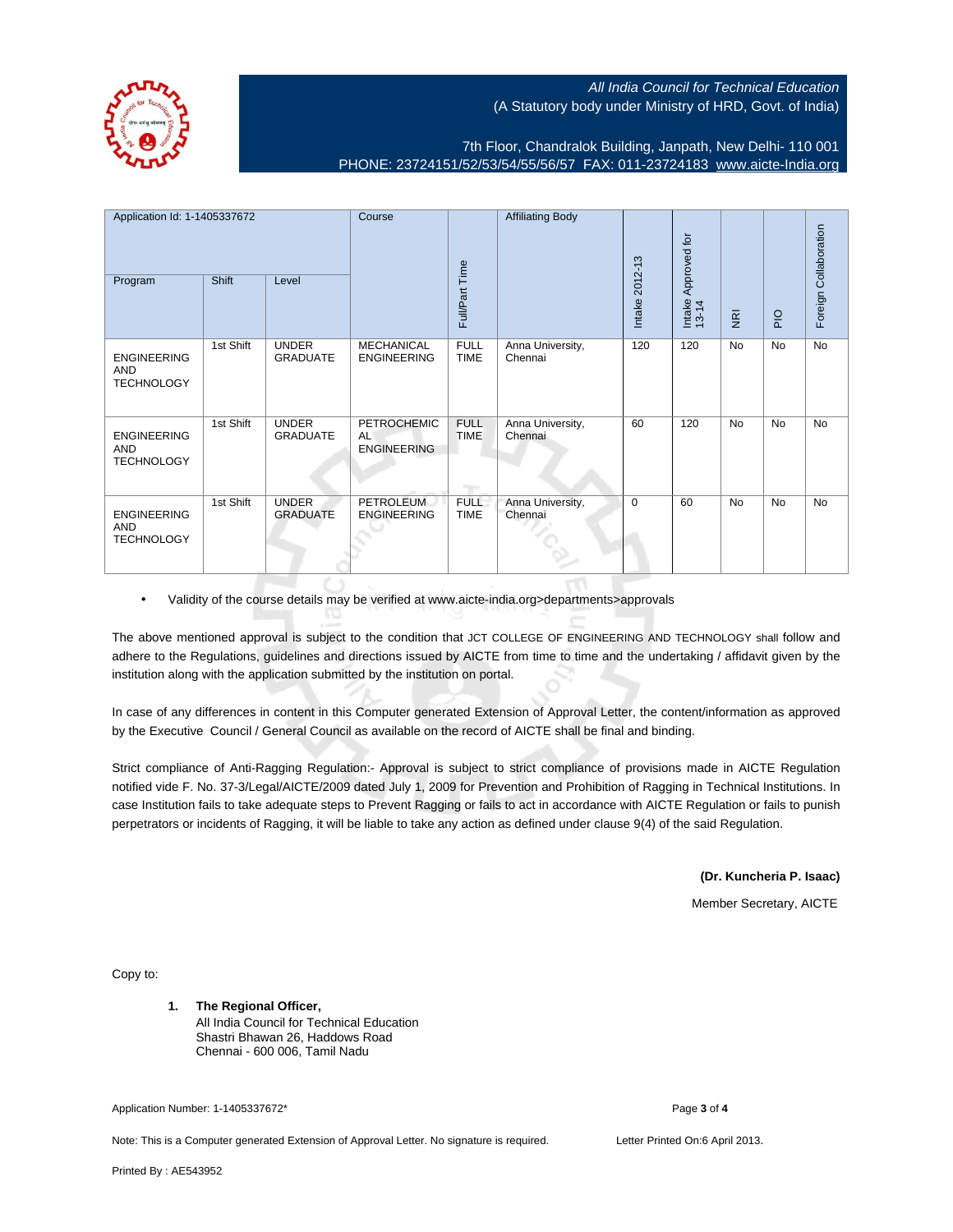All India Council for Technical Education
(A Statutory body under Ministry of HRD, Govt. of India)

7th Floor, Chandralok Building, Janpath, New Delhi- 110 001
PHONE: 23724151/52/53/54/55/56/57 FAX: 011-23724183 www.aicte-India.org

| Application Id: 1-1405337672 | | | Course | Full/Part Time | Affiliating Body | Intake 2012-13 | Intake Approved for 13-14 | NRI | PIO | Foreign Collaboration |
|---|---|---|---|---|---|---|---|---|---|---|
| Program | Shift | Level | | | | | | | | |
| ENGINEERING AND TECHNOLOGY | 1st Shift | UNDER GRADUATE | MECHANICAL ENGINEERING | FULL TIME | Anna University, Chennai | 120 | 120 | No | No | No |
| ENGINEERING AND TECHNOLOGY | 1st Shift | UNDER GRADUATE | PETROCHEMICAL ENGINEERING | FULL TIME | Anna University, Chennai | 60 | 120 | No | No | No |
| ENGINEERING AND TECHNOLOGY | 1st Shift | UNDER GRADUATE | PETROLEUM ENGINEERING | FULL TIME | Anna University, Chennai | 0 | 60 | No | No | No |

- Validity of the course details may be verified at www.aicte-india.org>departments>approvals

The above mentioned approval is subject to the condition that JCT COLLEGE OF ENGINEERING AND TECHNOLOGY shall follow and adhere to the Regulations, guidelines and directions issued by AICTE from time to time and the undertaking / affidavit given by the institution along with the application submitted by the institution on portal.

In case of any differences in content in this Computer generated Extension of Approval Letter, the content/information as approved by the Executive Council / General Council as available on the record of AICTE shall be final and binding.

Strict compliance of Anti-Ragging Regulation:- Approval is subject to strict compliance of provisions made in AICTE Regulation notified vide F. No. 37-3/Legal/AICTE/2009 dated July 1, 2009 for Prevention and Prohibition of Ragging in Technical Institutions. In case Institution fails to take adequate steps to Prevent Ragging or fails to act in accordance with AICTE Regulation or fails to punish perpetrators or incidents of Ragging, it will be liable to take any action as defined under clause 9(4) of the said Regulation.

**(Dr. Kuncheria P. Isaac)**

Member Secretary, AICTE

Copy to:

1. **The Regional Officer,**
   All India Council for Technical Education
   Shastri Bhawan 26, Haddows Road
   Chennai - 600 006, Tamil Nadu

Application Number: 1-1405337672*

Note: This is a Computer generated Extension of Approval Letter. No signature is required.

Letter Printed On:6 April 2013.

Printed By : AE543952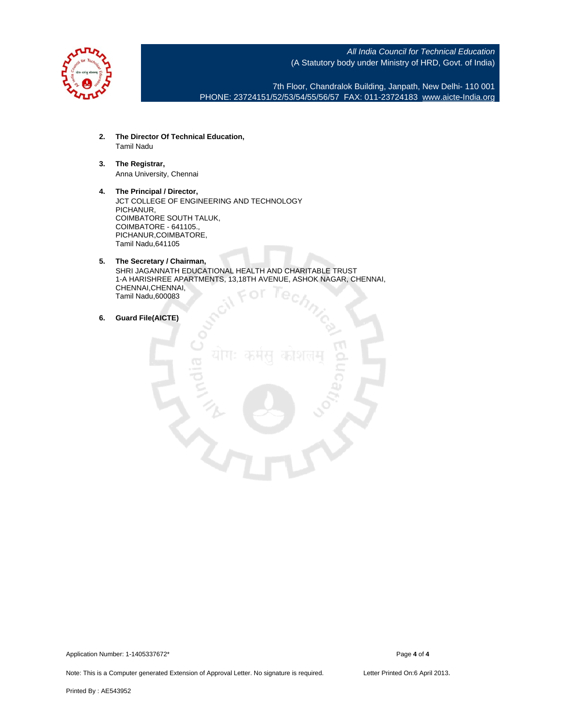2. **The Director Of Technical Education,**
   Tamil Nadu

3. **The Registrar,**
   Anna University, Chennai

4. **The Principal / Director,**
   JCT COLLEGE OF ENGINEERING AND TECHNOLOGY
   PICHANUR,
   COIMBATORE SOUTH TALUK,
   COIMBATORE - 641105.,
   PICHANUR,COIMBATORE,
   Tamil Nadu,641105

5. **The Secretary / Chairman,**
   SHRI JAGANNATH EDUCATIONAL HEALTH AND CHARITABLE TRUST
   1-A HARISHREE APARTMENTS, 13,18TH AVENUE, ASHOK NAGAR, CHENNAI,
   CHENNAI,CHENNAI,
   Tamil Nadu,600083

6. **Guard File(AICTE)**

Application Number: 1-1405337672*

Note: This is a Computer generated Extension of Approval Letter. No signature is required.

Letter Printed On:6 April 2013.

Printed By : AE543952